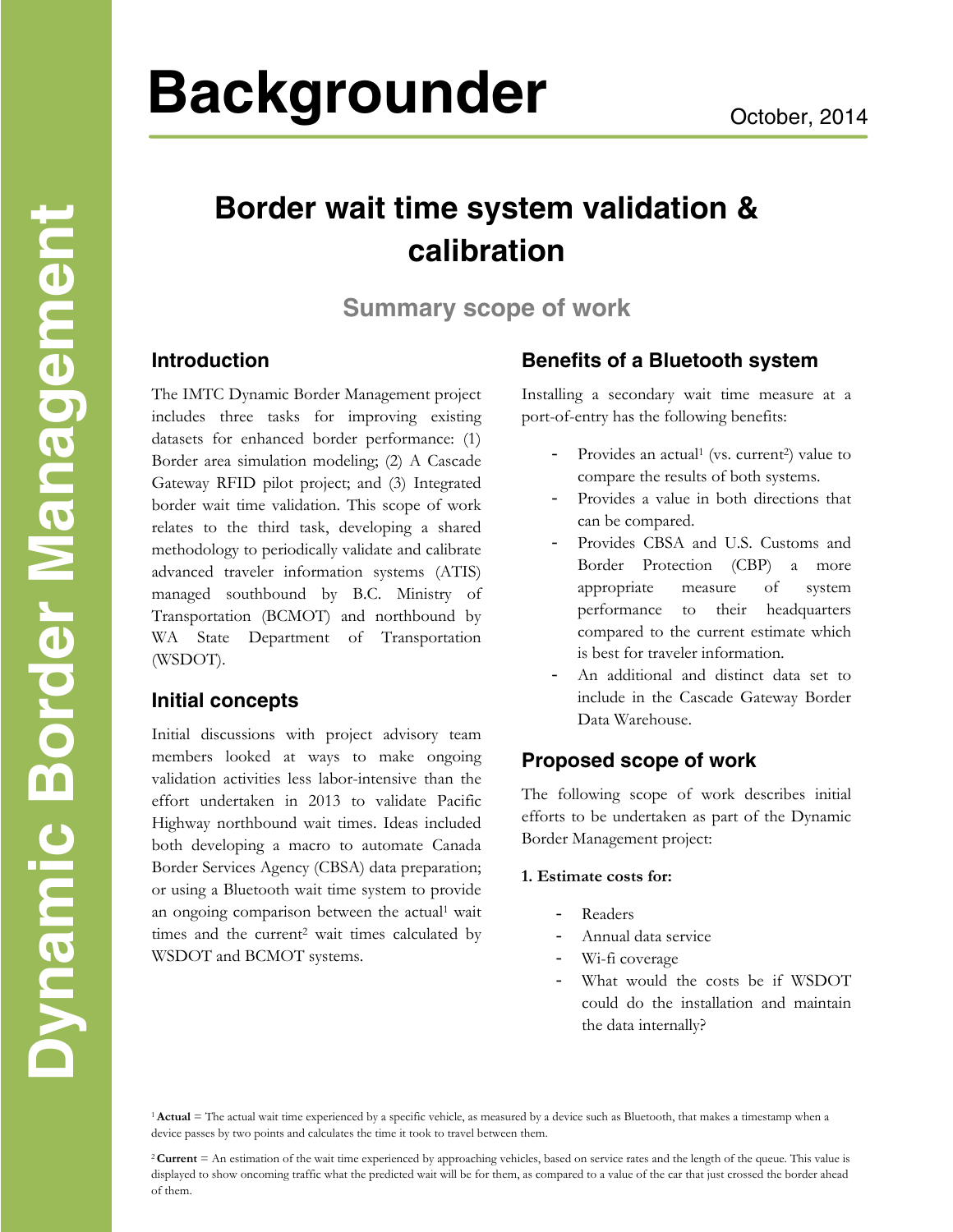Dynamic Border Management

# Backgrounder

October, 2014

## Border wait time system validation & calibration

### Summary scope of work

### Introduction

The IMTC Dynamic Border Management project includes three tasks for improving existing datasets for enhanced border performance: (1) Border area simulation modeling; (2) A Cascade Gateway RFID pilot project; and (3) Integrated border wait time validation. This scope of work relates to the third task, developing a shared methodology to periodically validate and calibrate advanced traveler information systems (ATIS) managed southbound by B.C. Ministry of Transportation (BCMOT) and northbound by WA State Department of Transportation (WSDOT).

### Initial concepts

Initial discussions with project advisory team members looked at ways to make ongoing validation activities less labor-intensive than the effort undertaken in 2013 to validate Pacific Highway northbound wait times. Ideas included both developing a macro to automate Canada Border Services Agency (CBSA) data preparation; or using a Bluetooth wait time system to provide an ongoing comparison between the actual[1] wait times and the current[2] wait times calculated by WSDOT and BCMOT systems.

### Benefits of a Bluetooth system

Installing a secondary wait time measure at a port-of-entry has the following benefits:

- Provides an actual[1] (vs. current[2]) value to compare the results of both systems.
- Provides a value in both directions that can be compared.
- Provides CBSA and U.S. Customs and Border Protection (CBP) a more appropriate measure of system performance to their headquarters compared to the current estimate which is best for traveler information.
- An additional and distinct data set to include in the Cascade Gateway Border Data Warehouse.

### Proposed scope of work

The following scope of work describes initial efforts to be undertaken as part of the Dynamic Border Management project:

**1. Estimate costs for:**

- Readers
- Annual data service
- Wi-fi coverage
- What would the costs be if WSDOT could do the installation and maintain the data internally?

[1] **Actual** = The actual wait time experienced by a specific vehicle, as measured by a device such as Bluetooth, that makes a timestamp when a device passes by two points and calculates the time it took to travel between them.

[2] **Current** = An estimation of the wait time experienced by approaching vehicles, based on service rates and the length of the queue. This value is displayed to show oncoming traffic what the predicted wait will be for them, as compared to a value of the car that just crossed the border ahead of them.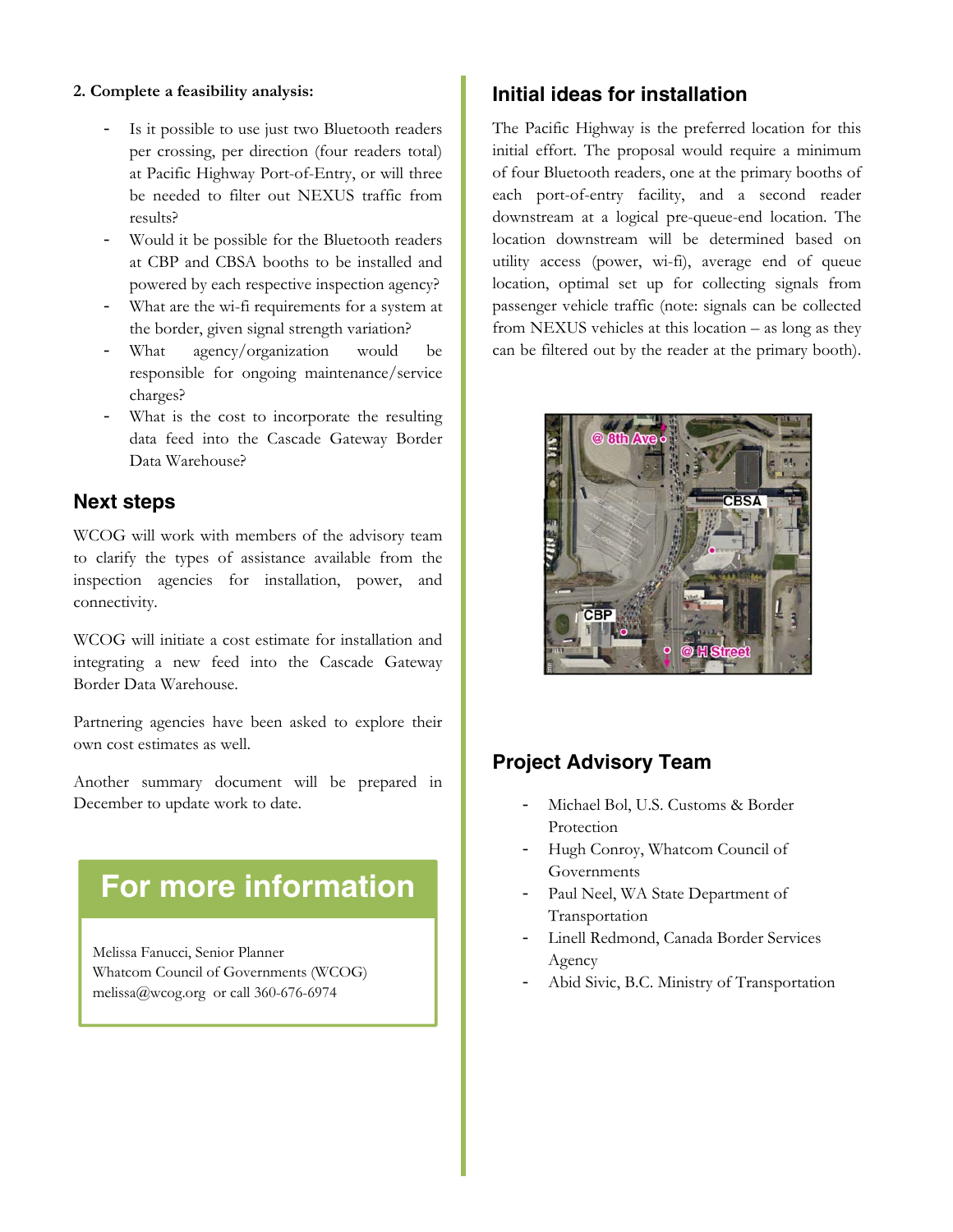**2. Complete a feasibility analysis:**

- Is it possible to use just two Bluetooth readers per crossing, per direction (four readers total) at Pacific Highway Port-of-Entry, or will three be needed to filter out NEXUS traffic from results?
- Would it be possible for the Bluetooth readers at CBP and CBSA booths to be installed and powered by each respective inspection agency?
- What are the wi-fi requirements for a system at the border, given signal strength variation?
- What agency/organization would be responsible for ongoing maintenance/service charges?
- What is the cost to incorporate the resulting data feed into the Cascade Gateway Border Data Warehouse?

## Next steps

WCOG will work with members of the advisory team to clarify the types of assistance available from the inspection agencies for installation, power, and connectivity.

WCOG will initiate a cost estimate for installation and integrating a new feed into the Cascade Gateway Border Data Warehouse.

Partnering agencies have been asked to explore their own cost estimates as well.

Another summary document will be prepared in December to update work to date.

## For more information

Melissa Fanucci, Senior Planner
Whatcom Council of Governments (WCOG)
melissa@wcog.org or call 360-676-6974

## Initial ideas for installation

The Pacific Highway is the preferred location for this initial effort. The proposal would require a minimum of four Bluetooth readers, one at the primary booths of each port-of-entry facility, and a second reader downstream at a logical pre-queue-end location. The location downstream will be determined based on utility access (power, wi-fi), average end of queue location, optimal set up for collecting signals from passenger vehicle traffic (note: signals can be collected from NEXUS vehicles at this location – as long as they can be filtered out by the reader at the primary booth).

@ 8th Ave
CBSA
CBP
@ H Street

## Project Advisory Team

- Michael Bol, U.S. Customs & Border Protection
- Hugh Conroy, Whatcom Council of Governments
- Paul Neel, WA State Department of Transportation
- Linell Redmond, Canada Border Services Agency
- Abid Sivic, B.C. Ministry of Transportation